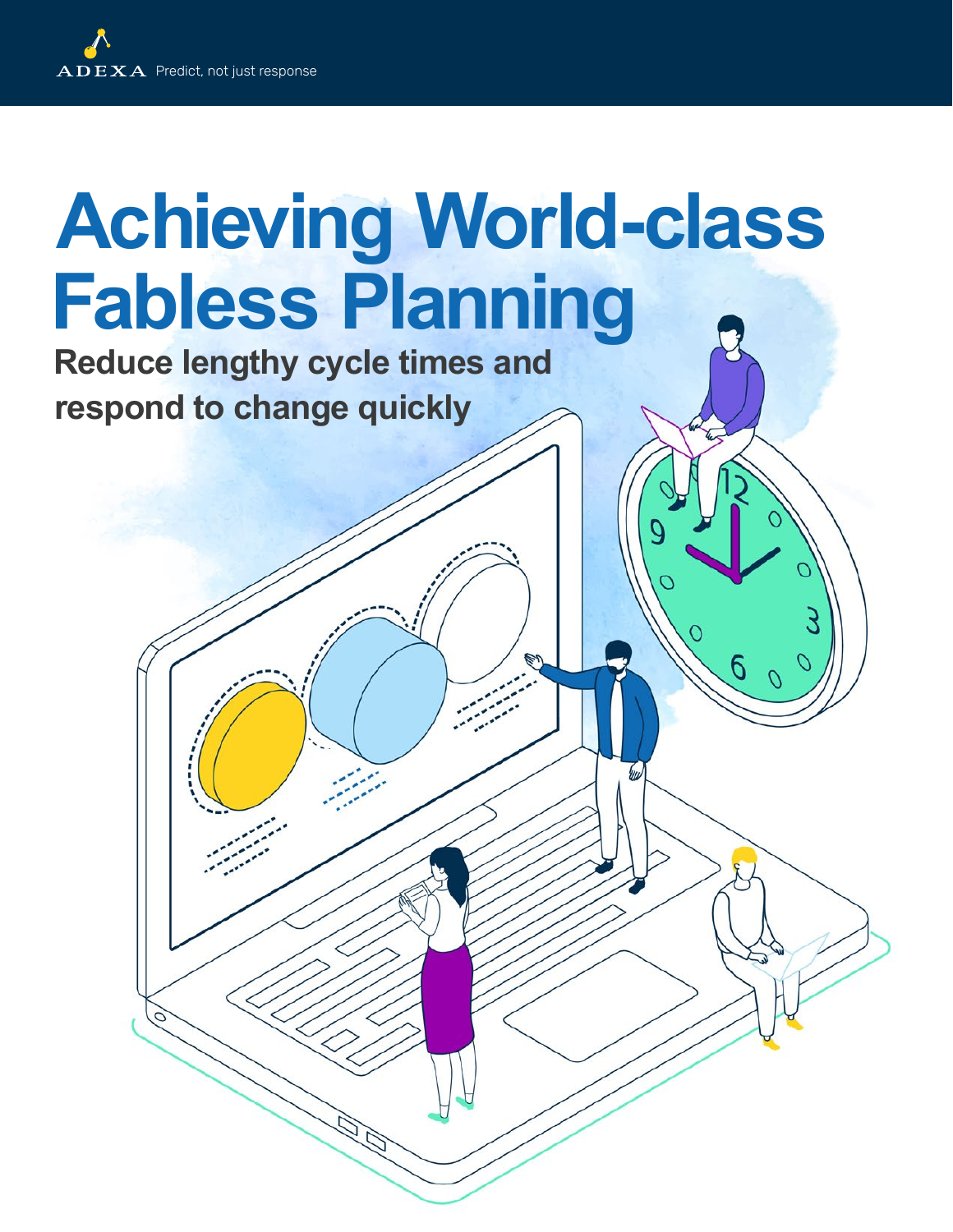ADEXA Predict, not just response

# Achieving World-class Fabless Planning

## Reduce lengthy cycle times and respond to change quickly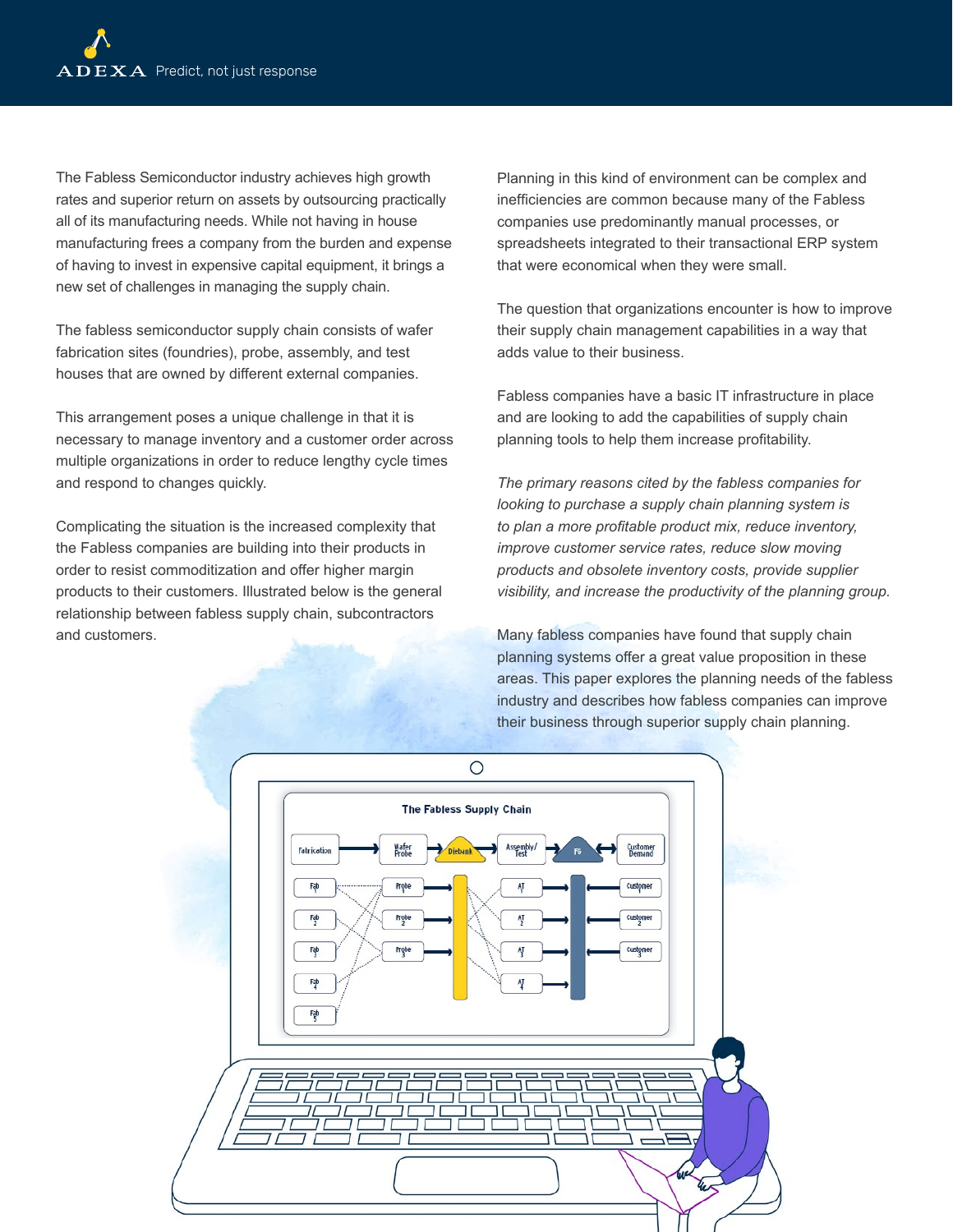The Fabless Semiconductor industry achieves high growth rates and superior return on assets by outsourcing practically all of its manufacturing needs. While not having in house manufacturing frees a company from the burden and expense of having to invest in expensive capital equipment, it brings a new set of challenges in managing the supply chain.

The fabless semiconductor supply chain consists of wafer fabrication sites (foundries), probe, assembly, and test houses that are owned by different external companies.

This arrangement poses a unique challenge in that it is necessary to manage inventory and a customer order across multiple organizations in order to reduce lengthy cycle times and respond to changes quickly.

Complicating the situation is the increased complexity that the Fabless companies are building into their products in order to resist commoditization and offer higher margin products to their customers. Illustrated below is the general relationship between fabless supply chain, subcontractors and customers.

Planning in this kind of environment can be complex and inefficiencies are common because many of the Fabless companies use predominantly manual processes, or spreadsheets integrated to their transactional ERP system that were economical when they were small.

The question that organizations encounter is how to improve their supply chain management capabilities in a way that adds value to their business.

Fabless companies have a basic IT infrastructure in place and are looking to add the capabilities of supply chain planning tools to help them increase profitability.

*The primary reasons cited by the fabless companies for looking to purchase a supply chain planning system is to plan a more profitable product mix, reduce inventory, improve customer service rates, reduce slow moving products and obsolete inventory costs, provide supplier visibility, and increase the productivity of the planning group.*

Many fabless companies have found that supply chain planning systems offer a great value proposition in these areas. This paper explores the planning needs of the fabless industry and describes how fabless companies can improve their business through superior supply chain planning.

The Fabless Supply Chain

Fabrication
Wafer Probe
Diebank
Assembly/ Test
FG
Customer Demand

Fab 1
Fab 2
Fab 3
Fab 4
Fab 5
Probe 1
Probe 2
Probe 3
AT 1
AT 2
AT 3
AT 4
Customer 1
Customer 2
Customer 3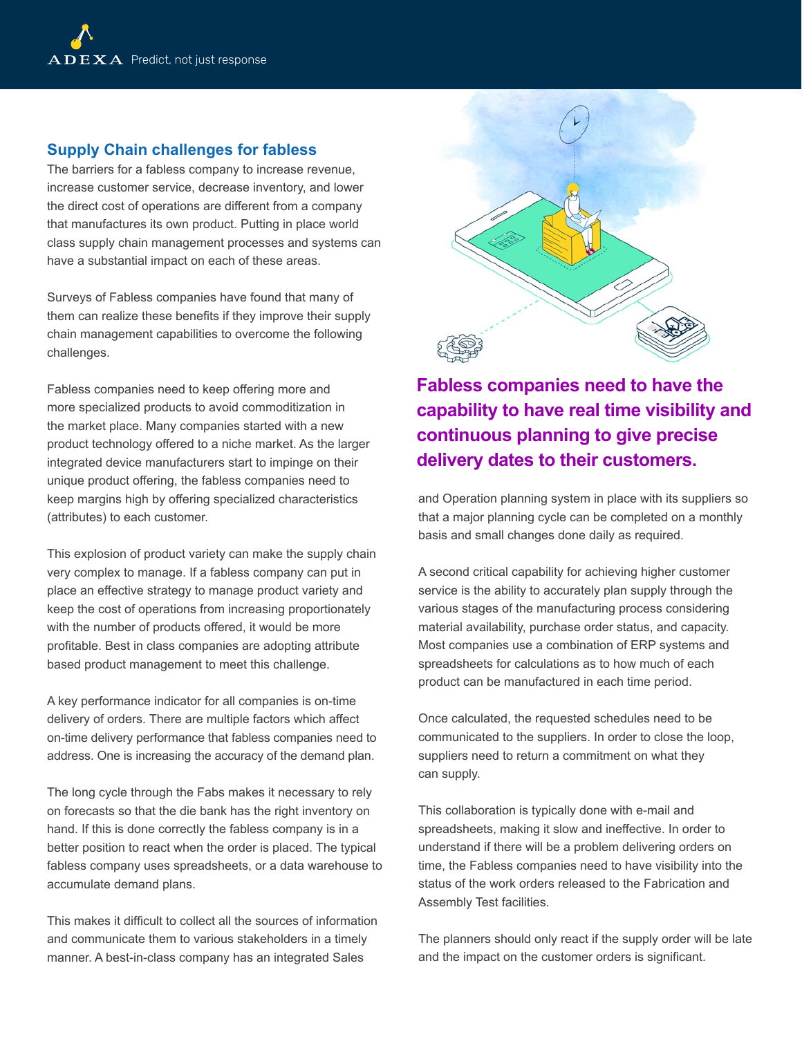## Supply Chain challenges for fabless

The barriers for a fabless company to increase revenue, increase customer service, decrease inventory, and lower the direct cost of operations are different from a company that manufactures its own product. Putting in place world class supply chain management processes and systems can have a substantial impact on each of these areas.

Surveys of Fabless companies have found that many of them can realize these benefits if they improve their supply chain management capabilities to overcome the following challenges.

Fabless companies need to keep offering more and more specialized products to avoid commoditization in the market place. Many companies started with a new product technology offered to a niche market. As the larger integrated device manufacturers start to impinge on their unique product offering, the fabless companies need to keep margins high by offering specialized characteristics (attributes) to each customer.

This explosion of product variety can make the supply chain very complex to manage. If a fabless company can put in place an effective strategy to manage product variety and keep the cost of operations from increasing proportionately with the number of products offered, it would be more profitable. Best in class companies are adopting attribute based product management to meet this challenge.

A key performance indicator for all companies is on-time delivery of orders. There are multiple factors which affect on-time delivery performance that fabless companies need to address. One is increasing the accuracy of the demand plan.

The long cycle through the Fabs makes it necessary to rely on forecasts so that the die bank has the right inventory on hand. If this is done correctly the fabless company is in a better position to react when the order is placed. The typical fabless company uses spreadsheets, or a data warehouse to accumulate demand plans.

This makes it difficult to collect all the sources of information and communicate them to various stakeholders in a timely manner. A best-in-class company has an integrated Sales and Operation planning system in place with its suppliers so that a major planning cycle can be completed on a monthly basis and small changes done daily as required.

**Fabless companies need to have the capability to have real time visibility and continuous planning to give precise delivery dates to their customers.**

A second critical capability for achieving higher customer service is the ability to accurately plan supply through the various stages of the manufacturing process considering material availability, purchase order status, and capacity. Most companies use a combination of ERP systems and spreadsheets for calculations as to how much of each product can be manufactured in each time period.

Once calculated, the requested schedules need to be communicated to the suppliers. In order to close the loop, suppliers need to return a commitment on what they can supply.

This collaboration is typically done with e-mail and spreadsheets, making it slow and ineffective. In order to understand if there will be a problem delivering orders on time, the Fabless companies need to have visibility into the status of the work orders released to the Fabrication and Assembly Test facilities.

The planners should only react if the supply order will be late and the impact on the customer orders is significant.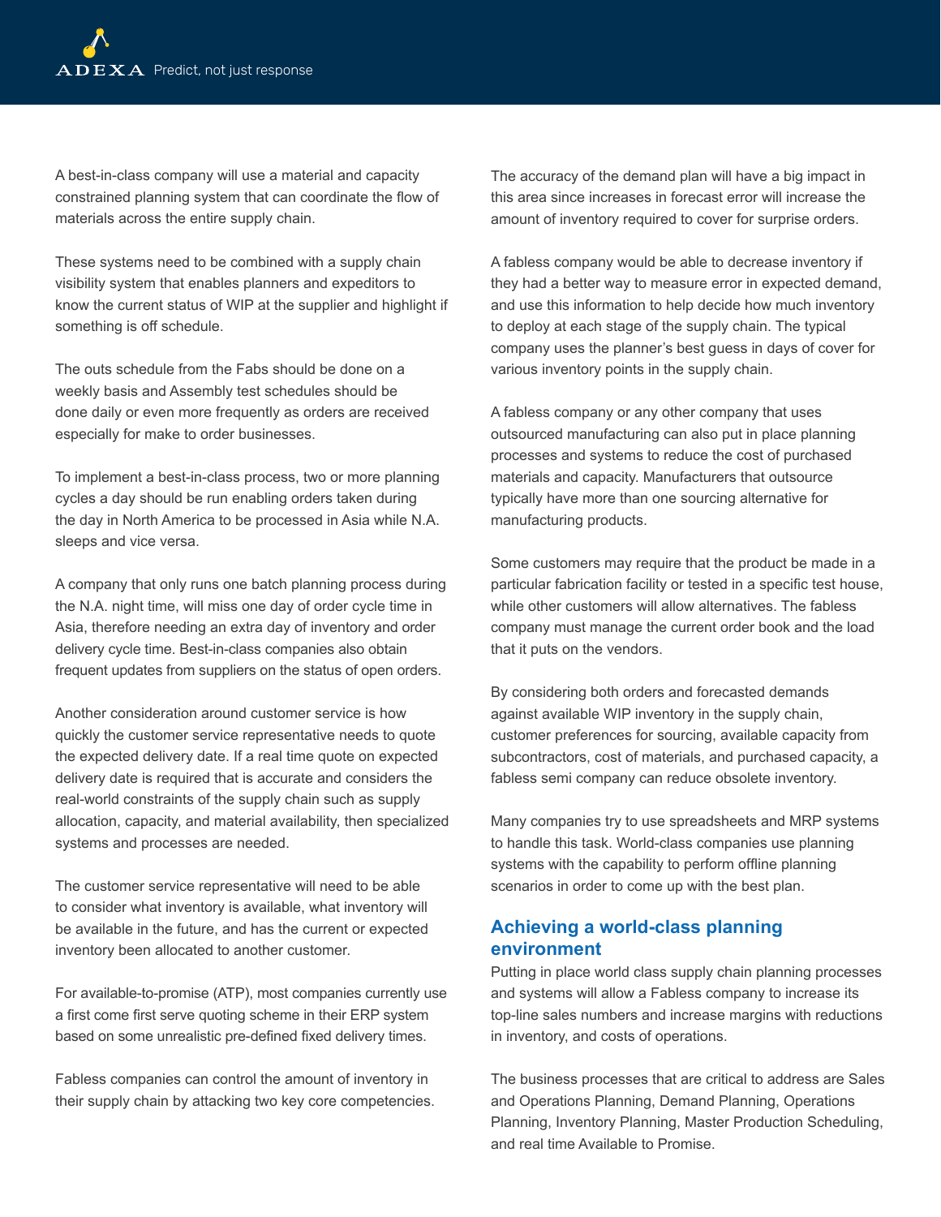A best-in-class company will use a material and capacity constrained planning system that can coordinate the flow of materials across the entire supply chain.

These systems need to be combined with a supply chain visibility system that enables planners and expeditors to know the current status of WIP at the supplier and highlight if something is off schedule.

The outs schedule from the Fabs should be done on a weekly basis and Assembly test schedules should be done daily or even more frequently as orders are received especially for make to order businesses.

To implement a best-in-class process, two or more planning cycles a day should be run enabling orders taken during the day in North America to be processed in Asia while N.A. sleeps and vice versa.

A company that only runs one batch planning process during the N.A. night time, will miss one day of order cycle time in Asia, therefore needing an extra day of inventory and order delivery cycle time. Best-in-class companies also obtain frequent updates from suppliers on the status of open orders.

Another consideration around customer service is how quickly the customer service representative needs to quote the expected delivery date. If a real time quote on expected delivery date is required that is accurate and considers the real-world constraints of the supply chain such as supply allocation, capacity, and material availability, then specialized systems and processes are needed.

The customer service representative will need to be able to consider what inventory is available, what inventory will be available in the future, and has the current or expected inventory been allocated to another customer.

For available-to-promise (ATP), most companies currently use a first come first serve quoting scheme in their ERP system based on some unrealistic pre-defined fixed delivery times.

Fabless companies can control the amount of inventory in their supply chain by attacking two key core competencies.

The accuracy of the demand plan will have a big impact in this area since increases in forecast error will increase the amount of inventory required to cover for surprise orders.

A fabless company would be able to decrease inventory if they had a better way to measure error in expected demand, and use this information to help decide how much inventory to deploy at each stage of the supply chain. The typical company uses the planner's best guess in days of cover for various inventory points in the supply chain.

A fabless company or any other company that uses outsourced manufacturing can also put in place planning processes and systems to reduce the cost of purchased materials and capacity. Manufacturers that outsource typically have more than one sourcing alternative for manufacturing products.

Some customers may require that the product be made in a particular fabrication facility or tested in a specific test house, while other customers will allow alternatives. The fabless company must manage the current order book and the load that it puts on the vendors.

By considering both orders and forecasted demands against available WIP inventory in the supply chain, customer preferences for sourcing, available capacity from subcontractors, cost of materials, and purchased capacity, a fabless semi company can reduce obsolete inventory.

Many companies try to use spreadsheets and MRP systems to handle this task. World-class companies use planning systems with the capability to perform offline planning scenarios in order to come up with the best plan.

## Achieving a world-class planning environment

Putting in place world class supply chain planning processes and systems will allow a Fabless company to increase its top-line sales numbers and increase margins with reductions in inventory, and costs of operations.

The business processes that are critical to address are Sales and Operations Planning, Demand Planning, Operations Planning, Inventory Planning, Master Production Scheduling, and real time Available to Promise.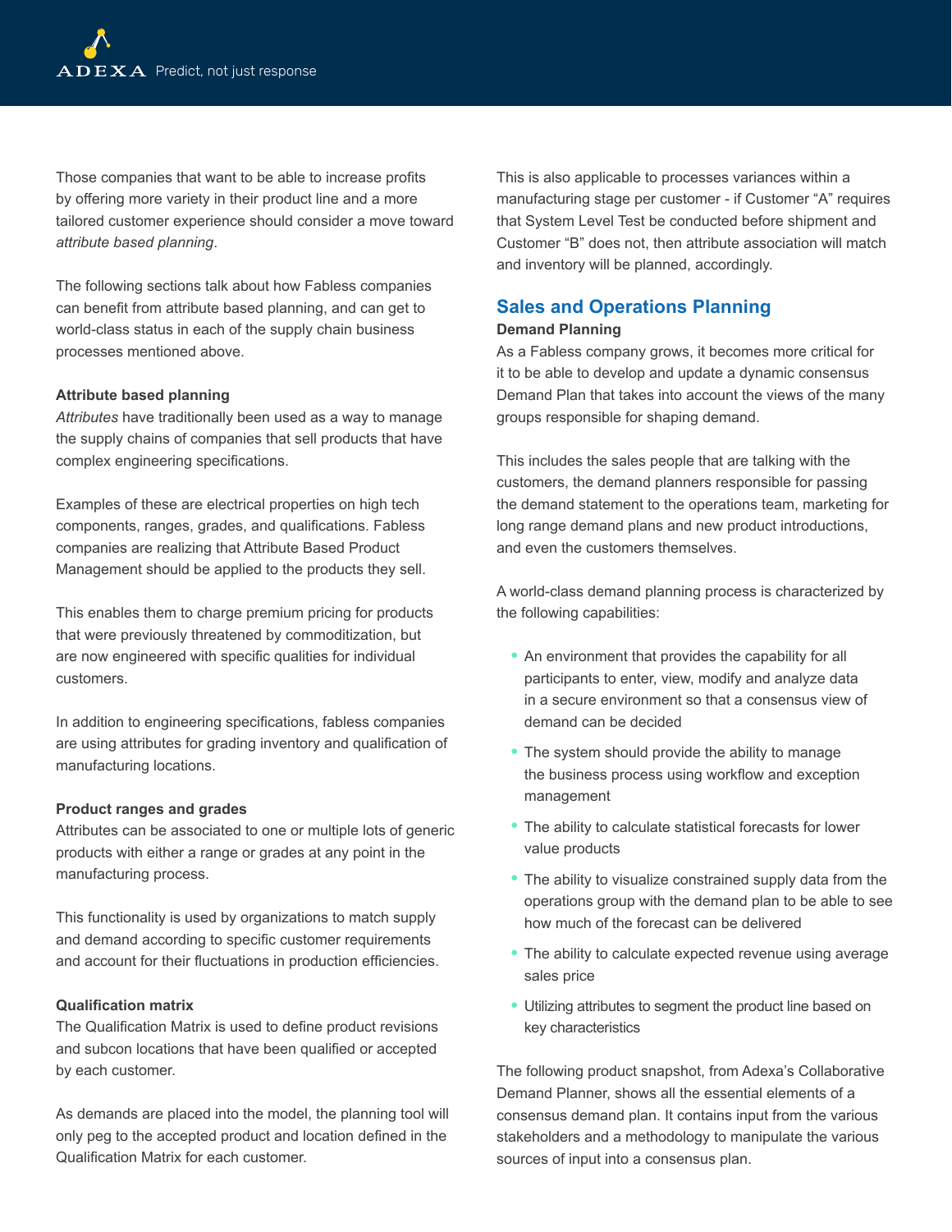Those companies that want to be able to increase profits by offering more variety in their product line and a more tailored customer experience should consider a move toward *attribute based planning*.

The following sections talk about how Fabless companies can benefit from attribute based planning, and can get to world-class status in each of the supply chain business processes mentioned above.

**Attribute based planning**

*Attributes* have traditionally been used as a way to manage the supply chains of companies that sell products that have complex engineering specifications.

Examples of these are electrical properties on high tech components, ranges, grades, and qualifications. Fabless companies are realizing that Attribute Based Product Management should be applied to the products they sell.

This enables them to charge premium pricing for products that were previously threatened by commoditization, but are now engineered with specific qualities for individual customers.

In addition to engineering specifications, fabless companies are using attributes for grading inventory and qualification of manufacturing locations.

**Product ranges and grades**

Attributes can be associated to one or multiple lots of generic products with either a range or grades at any point in the manufacturing process.

This functionality is used by organizations to match supply and demand according to specific customer requirements and account for their fluctuations in production efficiencies.

**Qualification matrix**

The Qualification Matrix is used to define product revisions and subcon locations that have been qualified or accepted by each customer.

As demands are placed into the model, the planning tool will only peg to the accepted product and location defined in the Qualification Matrix for each customer.

This is also applicable to processes variances within a manufacturing stage per customer - if Customer "A" requires that System Level Test be conducted before shipment and Customer "B" does not, then attribute association will match and inventory will be planned, accordingly.

## Sales and Operations Planning

**Demand Planning**

As a Fabless company grows, it becomes more critical for it to be able to develop and update a dynamic consensus Demand Plan that takes into account the views of the many groups responsible for shaping demand.

This includes the sales people that are talking with the customers, the demand planners responsible for passing the demand statement to the operations team, marketing for long range demand plans and new product introductions, and even the customers themselves.

A world-class demand planning process is characterized by the following capabilities:

- An environment that provides the capability for all participants to enter, view, modify and analyze data in a secure environment so that a consensus view of demand can be decided
- The system should provide the ability to manage the business process using workflow and exception management
- The ability to calculate statistical forecasts for lower value products
- The ability to visualize constrained supply data from the operations group with the demand plan to be able to see how much of the forecast can be delivered
- The ability to calculate expected revenue using average sales price
- Utilizing attributes to segment the product line based on key characteristics

The following product snapshot, from Adexa's Collaborative Demand Planner, shows all the essential elements of a consensus demand plan. It contains input from the various stakeholders and a methodology to manipulate the various sources of input into a consensus plan.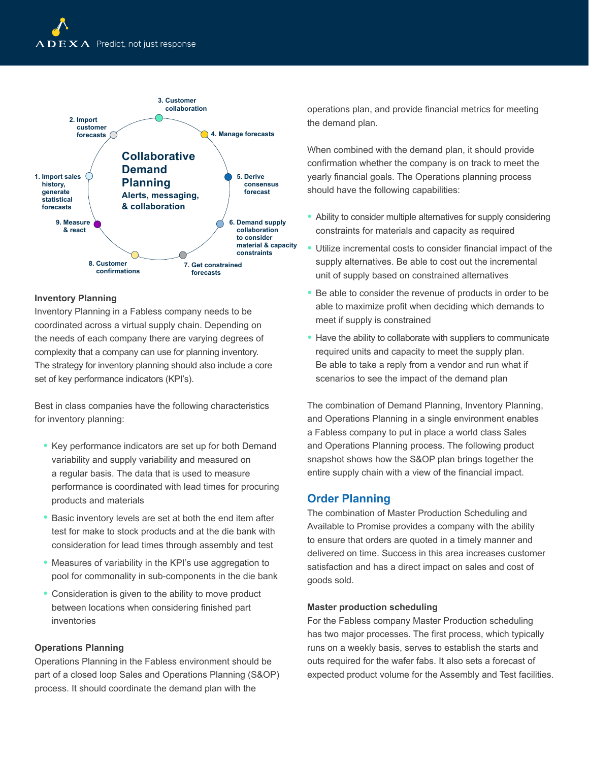3. Customer collaboration

2. Import customer forecasts

4. Manage forecasts

Collaborative Demand Planning

Alerts, messaging, & collaboration

1. Import sales history, generate statistical forecasts

5. Derive consensus forecast

9. Measure & react

6. Demand supply collaboration to consider material & capacity constraints

8. Customer confirmations

7. Get constrained forecasts

### Inventory Planning

Inventory Planning in a Fabless company needs to be coordinated across a virtual supply chain. Depending on the needs of each company there are varying degrees of complexity that a company can use for planning inventory. The strategy for inventory planning should also include a core set of key performance indicators (KPI's).

Best in class companies have the following characteristics for inventory planning:

- Key performance indicators are set up for both Demand variability and supply variability and measured on a regular basis. The data that is used to measure performance is coordinated with lead times for procuring products and materials
- Basic inventory levels are set at both the end item after test for make to stock products and at the die bank with consideration for lead times through assembly and test
- Measures of variability in the KPI's use aggregation to pool for commonality in sub-components in the die bank
- Consideration is given to the ability to move product between locations when considering finished part inventories

### Operations Planning

Operations Planning in the Fabless environment should be part of a closed loop Sales and Operations Planning (S&OP) process. It should coordinate the demand plan with the operations plan, and provide financial metrics for meeting the demand plan.

When combined with the demand plan, it should provide confirmation whether the company is on track to meet the yearly financial goals. The Operations planning process should have the following capabilities:

- Ability to consider multiple alternatives for supply considering constraints for materials and capacity as required
- Utilize incremental costs to consider financial impact of the supply alternatives. Be able to cost out the incremental unit of supply based on constrained alternatives
- Be able to consider the revenue of products in order to be able to maximize profit when deciding which demands to meet if supply is constrained
- Have the ability to collaborate with suppliers to communicate required units and capacity to meet the supply plan. Be able to take a reply from a vendor and run what if scenarios to see the impact of the demand plan

The combination of Demand Planning, Inventory Planning, and Operations Planning in a single environment enables a Fabless company to put in place a world class Sales and Operations Planning process. The following product snapshot shows how the S&OP plan brings together the entire supply chain with a view of the financial impact.

## Order Planning

The combination of Master Production Scheduling and Available to Promise provides a company with the ability to ensure that orders are quoted in a timely manner and delivered on time. Success in this area increases customer satisfaction and has a direct impact on sales and cost of goods sold.

### Master production scheduling

For the Fabless company Master Production scheduling has two major processes. The first process, which typically runs on a weekly basis, serves to establish the starts and outs required for the wafer fabs. It also sets a forecast of expected product volume for the Assembly and Test facilities.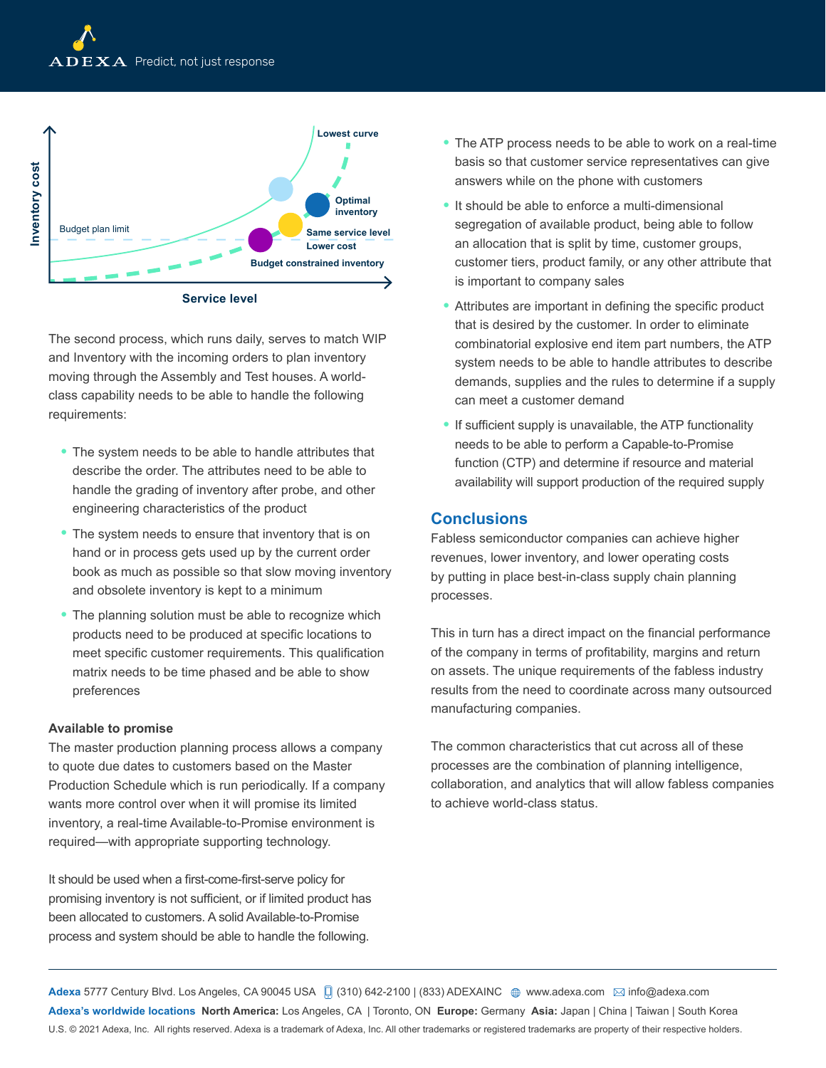Lowest curve

Optimal inventory

Budget plan limit

Same service level
Lower cost

Budget constrained inventory

Inventory cost

Service level

The second process, which runs daily, serves to match WIP and Inventory with the incoming orders to plan inventory moving through the Assembly and Test houses. A world-class capability needs to be able to handle the following requirements:

- The system needs to be able to handle attributes that describe the order. The attributes need to be able to handle the grading of inventory after probe, and other engineering characteristics of the product
- The system needs to ensure that inventory that is on hand or in process gets used up by the current order book as much as possible so that slow moving inventory and obsolete inventory is kept to a minimum
- The planning solution must be able to recognize which products need to be produced at specific locations to meet specific customer requirements. This qualification matrix needs to be time phased and be able to show preferences

**Available to promise**

The master production planning process allows a company to quote due dates to customers based on the Master Production Schedule which is run periodically. If a company wants more control over when it will promise its limited inventory, a real-time Available-to-Promise environment is required—with appropriate supporting technology.

It should be used when a first-come-first-serve policy for promising inventory is not sufficient, or if limited product has been allocated to customers. A solid Available-to-Promise process and system should be able to handle the following.

- The ATP process needs to be able to work on a real-time basis so that customer service representatives can give answers while on the phone with customers
- It should be able to enforce a multi-dimensional segregation of available product, being able to follow an allocation that is split by time, customer groups, customer tiers, product family, or any other attribute that is important to company sales
- Attributes are important in defining the specific product that is desired by the customer. In order to eliminate combinatorial explosive end item part numbers, the ATP system needs to be able to handle attributes to describe demands, supplies and the rules to determine if a supply can meet a customer demand
- If sufficient supply is unavailable, the ATP functionality needs to be able to perform a Capable-to-Promise function (CTP) and determine if resource and material availability will support production of the required supply

## Conclusions

Fabless semiconductor companies can achieve higher revenues, lower inventory, and lower operating costs by putting in place best-in-class supply chain planning processes.

This in turn has a direct impact on the financial performance of the company in terms of profitability, margins and return on assets. The unique requirements of the fabless industry results from the need to coordinate across many outsourced manufacturing companies.

The common characteristics that cut across all of these processes are the combination of planning intelligence, collaboration, and analytics that will allow fabless companies to achieve world-class status.

**Adexa** 5777 Century Blvd. Los Angeles, CA 90045 USA | (310) 642-2100 | (833) ADEXAINC | www.adexa.com | info@adexa.com

**Adexa's worldwide locations** **North America:** Los Angeles, CA | Toronto, ON **Europe:** Germany **Asia:** Japan | China | Taiwan | South Korea

U.S. © 2021 Adexa, Inc. All rights reserved. Adexa is a trademark of Adexa, Inc. All other trademarks or registered trademarks are property of their respective holders.